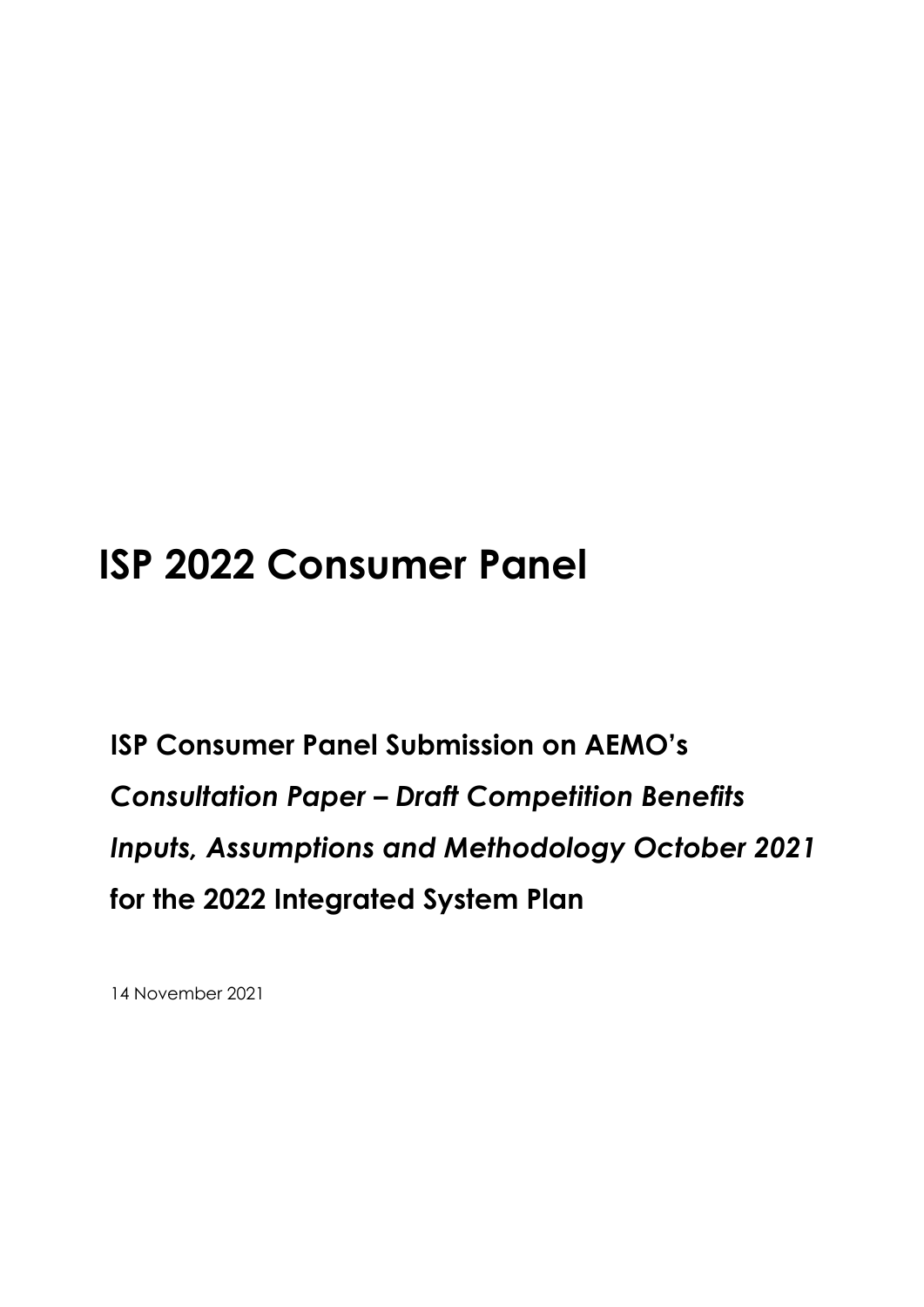# ISP 2022 Consumer Panel

**ISP Consumer Panel Submission on AEMO's *Consultation Paper – Draft Competition Benefits Inputs, Assumptions and Methodology October 2021* for the 2022 Integrated System Plan**

14 November 2021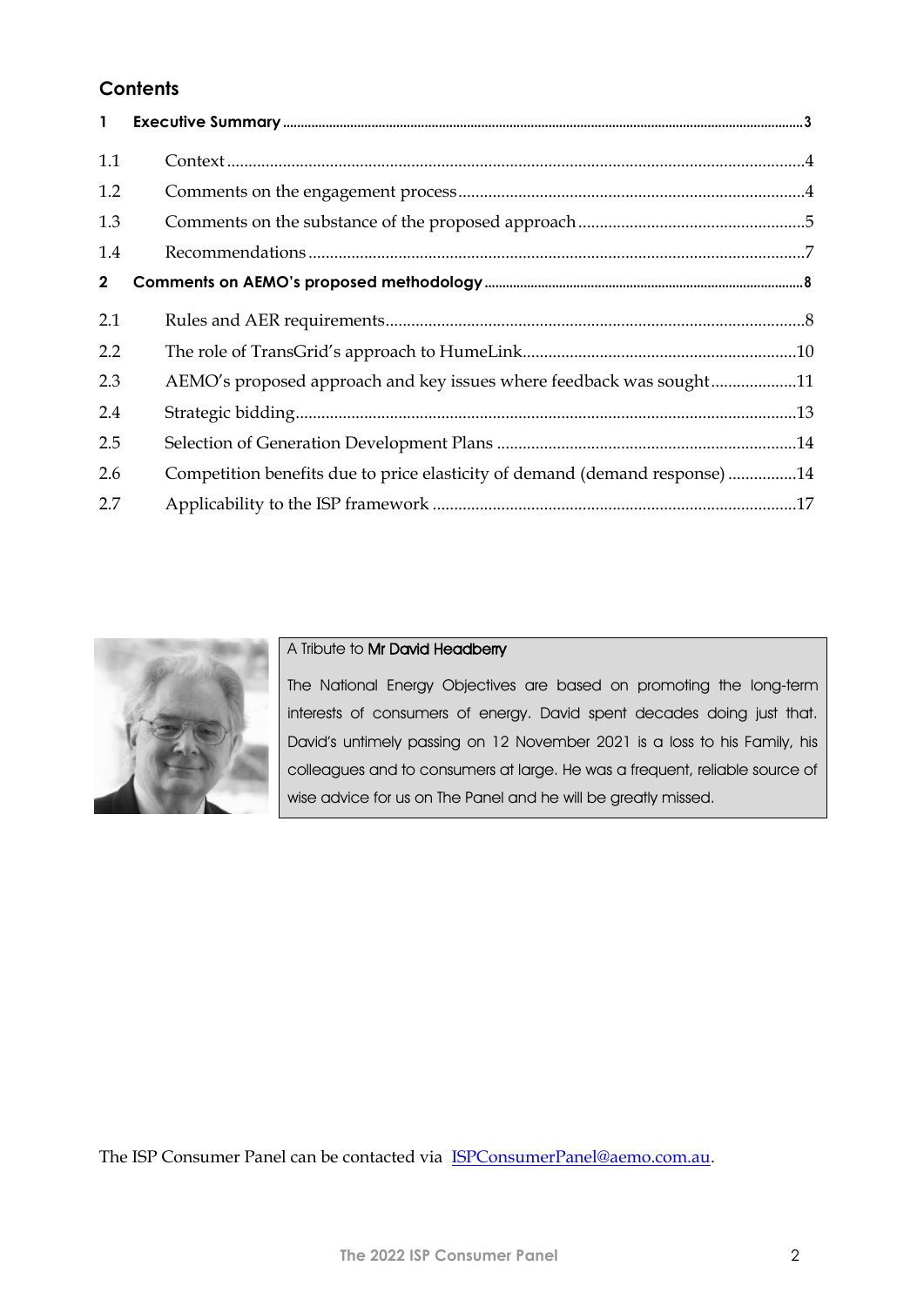## Contents

| | | |
|---|---|---|
| **1** | **Executive Summary** | **3** |
| 1.1 | Context | 4 |
| 1.2 | Comments on the engagement process | 4 |
| 1.3 | Comments on the substance of the proposed approach | 5 |
| 1.4 | Recommendations | 7 |
| **2** | **Comments on AEMO's proposed methodology** | **8** |
| 2.1 | Rules and AER requirements | 8 |
| 2.2 | The role of TransGrid's approach to HumeLink | 10 |
| 2.3 | AEMO's proposed approach and key issues where feedback was sought | 11 |
| 2.4 | Strategic bidding | 13 |
| 2.5 | Selection of Generation Development Plans | 14 |
| 2.6 | Competition benefits due to price elasticity of demand (demand response) | 14 |
| 2.7 | Applicability to the ISP framework | 17 |

A Tribute to **Mr David Headberry**

The National Energy Objectives are based on promoting the long-term interests of consumers of energy. David spent decades doing just that. David's untimely passing on 12 November 2021 is a loss to his Family, his colleagues and to consumers at large. He was a frequent, reliable source of wise advice for us on The Panel and he will be greatly missed.

The ISP Consumer Panel can be contacted via ISPConsumerPanel@aemo.com.au.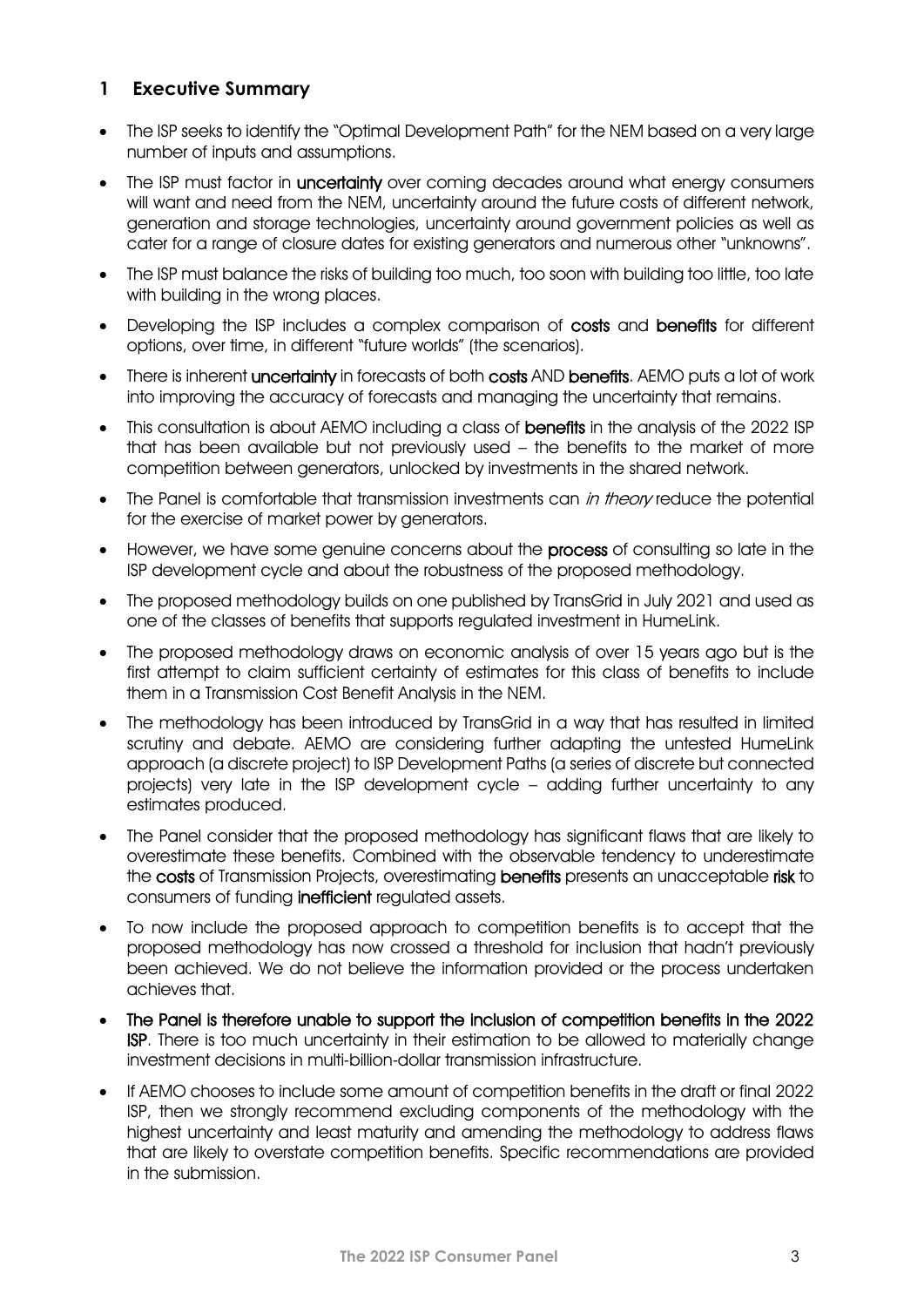## 1 Executive Summary

- The ISP seeks to identify the "Optimal Development Path" for the NEM based on a very large number of inputs and assumptions.
- The ISP must factor in **uncertainty** over coming decades around what energy consumers will want and need from the NEM, uncertainty around the future costs of different network, generation and storage technologies, uncertainty around government policies as well as cater for a range of closure dates for existing generators and numerous other "unknowns".
- The ISP must balance the risks of building too much, too soon with building too little, too late with building in the wrong places.
- Developing the ISP includes a complex comparison of **costs** and **benefits** for different options, over time, in different "future worlds" (the scenarios).
- There is inherent **uncertainty** in forecasts of both **costs** AND **benefits**. AEMO puts a lot of work into improving the accuracy of forecasts and managing the uncertainty that remains.
- This consultation is about AEMO including a class of **benefits** in the analysis of the 2022 ISP that has been available but not previously used – the benefits to the market of more competition between generators, unlocked by investments in the shared network.
- The Panel is comfortable that transmission investments can *in theory* reduce the potential for the exercise of market power by generators.
- However, we have some genuine concerns about the **process** of consulting so late in the ISP development cycle and about the robustness of the proposed methodology.
- The proposed methodology builds on one published by TransGrid in July 2021 and used as one of the classes of benefits that supports regulated investment in HumeLink.
- The proposed methodology draws on economic analysis of over 15 years ago but is the first attempt to claim sufficient certainty of estimates for this class of benefits to include them in a Transmission Cost Benefit Analysis in the NEM.
- The methodology has been introduced by TransGrid in a way that has resulted in limited scrutiny and debate. AEMO are considering further adapting the untested HumeLink approach (a discrete project) to ISP Development Paths (a series of discrete but connected projects) very late in the ISP development cycle – adding further uncertainty to any estimates produced.
- The Panel consider that the proposed methodology has significant flaws that are likely to overestimate these benefits. Combined with the observable tendency to underestimate the **costs** of Transmission Projects, overestimating **benefits** presents an unacceptable **risk** to consumers of funding **inefficient** regulated assets.
- To now include the proposed approach to competition benefits is to accept that the proposed methodology has now crossed a threshold for inclusion that hadn't previously been achieved. We do not believe the information provided or the process undertaken achieves that.
- **The Panel is therefore unable to support the inclusion of competition benefits in the 2022 ISP**. There is too much uncertainty in their estimation to be allowed to materially change investment decisions in multi-billion-dollar transmission infrastructure.
- If AEMO chooses to include some amount of competition benefits in the draft or final 2022 ISP, then we strongly recommend excluding components of the methodology with the highest uncertainty and least maturity and amending the methodology to address flaws that are likely to overstate competition benefits. Specific recommendations are provided in the submission.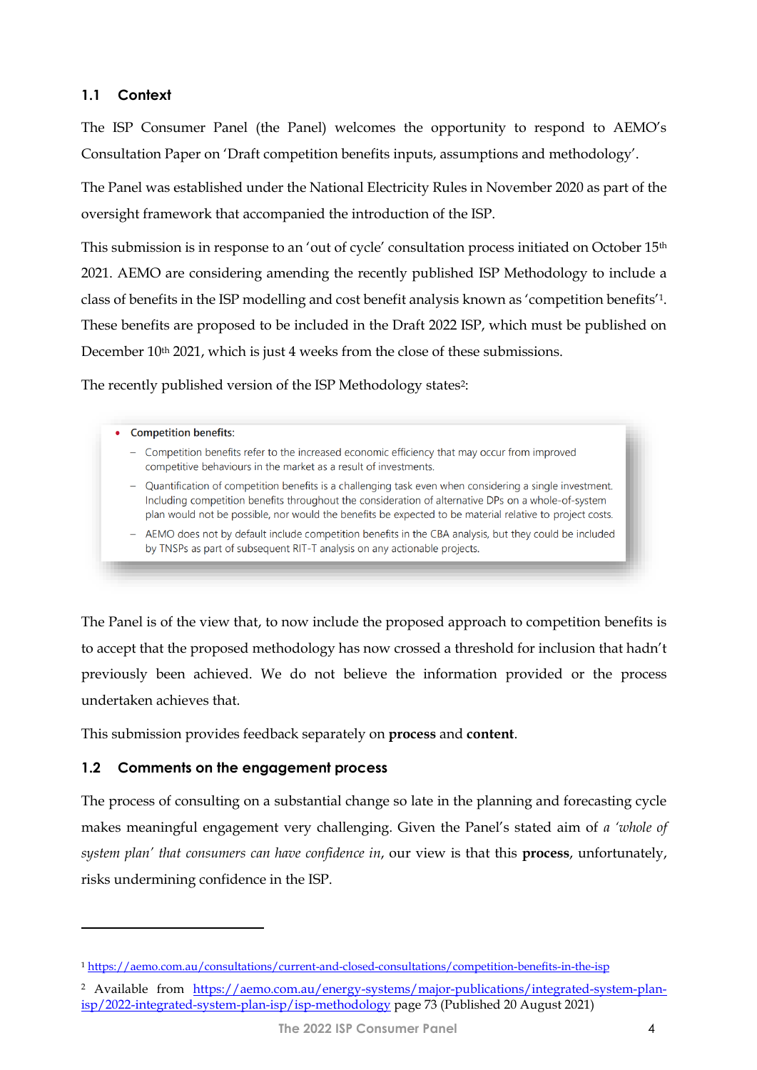### 1.1 Context

The ISP Consumer Panel (the Panel) welcomes the opportunity to respond to AEMO's Consultation Paper on 'Draft competition benefits inputs, assumptions and methodology'.

The Panel was established under the National Electricity Rules in November 2020 as part of the oversight framework that accompanied the introduction of the ISP.

This submission is in response to an 'out of cycle' consultation process initiated on October 15th 2021. AEMO are considering amending the recently published ISP Methodology to include a class of benefits in the ISP modelling and cost benefit analysis known as 'competition benefits'[1]. These benefits are proposed to be included in the Draft 2022 ISP, which must be published on December 10th 2021, which is just 4 weeks from the close of these submissions.

The recently published version of the ISP Methodology states[2]:

> - **Competition benefits:**
>   - Competition benefits refer to the increased economic efficiency that may occur from improved competitive behaviours in the market as a result of investments.
>   - Quantification of competition benefits is a challenging task even when considering a single investment. Including competition benefits throughout the consideration of alternative DPs on a whole-of-system plan would not be possible, nor would the benefits be expected to be material relative to project costs.
>   - AEMO does not by default include competition benefits in the CBA analysis, but they could be included by TNSPs as part of subsequent RIT-T analysis on any actionable projects.

The Panel is of the view that, to now include the proposed approach to competition benefits is to accept that the proposed methodology has now crossed a threshold for inclusion that hadn't previously been achieved. We do not believe the information provided or the process undertaken achieves that.

This submission provides feedback separately on **process** and **content**.

### 1.2 Comments on the engagement process

The process of consulting on a substantial change so late in the planning and forecasting cycle makes meaningful engagement very challenging. Given the Panel's stated aim of *a 'whole of system plan' that consumers can have confidence in*, our view is that this **process**, unfortunately, risks undermining confidence in the ISP.

---

[1] https://aemo.com.au/consultations/current-and-closed-consultations/competition-benefits-in-the-isp

[2] Available from https://aemo.com.au/energy-systems/major-publications/integrated-system-plan-isp/2022-integrated-system-plan-isp/isp-methodology page 73 (Published 20 August 2021)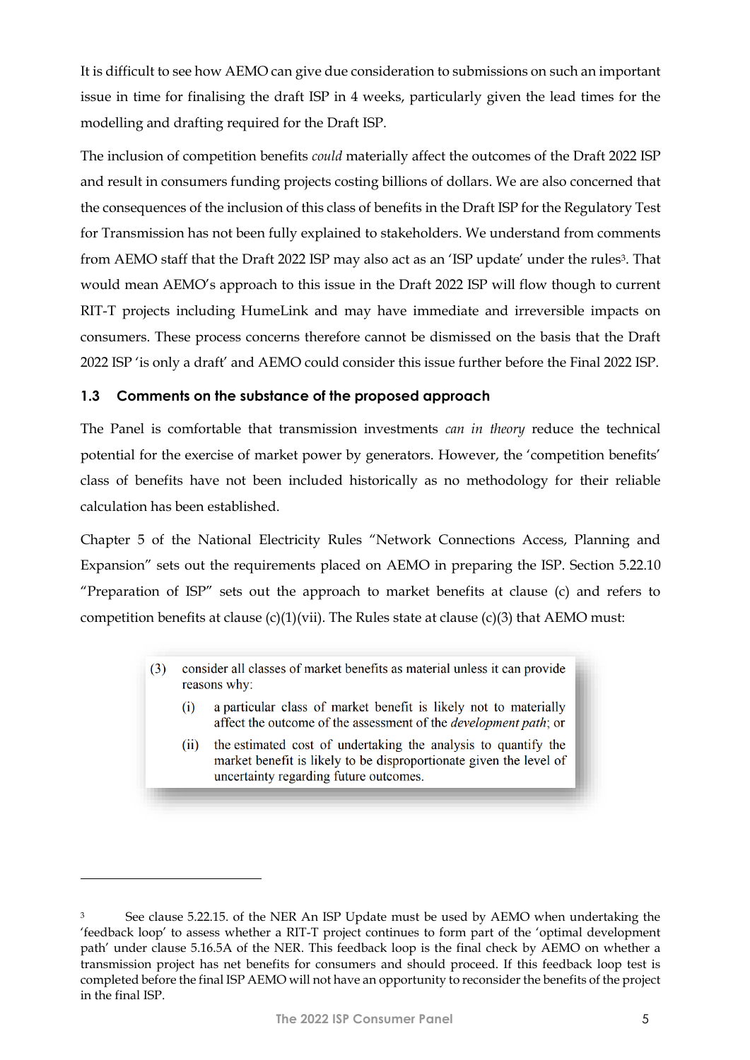It is difficult to see how AEMO can give due consideration to submissions on such an important issue in time for finalising the draft ISP in 4 weeks, particularly given the lead times for the modelling and drafting required for the Draft ISP.

The inclusion of competition benefits *could* materially affect the outcomes of the Draft 2022 ISP and result in consumers funding projects costing billions of dollars. We are also concerned that the consequences of the inclusion of this class of benefits in the Draft ISP for the Regulatory Test for Transmission has not been fully explained to stakeholders. We understand from comments from AEMO staff that the Draft 2022 ISP may also act as an 'ISP update' under the rules[3]. That would mean AEMO's approach to this issue in the Draft 2022 ISP will flow though to current RIT-T projects including HumeLink and may have immediate and irreversible impacts on consumers. These process concerns therefore cannot be dismissed on the basis that the Draft 2022 ISP 'is only a draft' and AEMO could consider this issue further before the Final 2022 ISP.

### 1.3 Comments on the substance of the proposed approach

The Panel is comfortable that transmission investments *can in theory* reduce the technical potential for the exercise of market power by generators. However, the 'competition benefits' class of benefits have not been included historically as no methodology for their reliable calculation has been established.

Chapter 5 of the National Electricity Rules "Network Connections Access, Planning and Expansion" sets out the requirements placed on AEMO in preparing the ISP. Section 5.22.10 "Preparation of ISP" sets out the approach to market benefits at clause (c) and refers to competition benefits at clause (c)(1)(vii). The Rules state at clause (c)(3) that AEMO must:

> (3) consider all classes of market benefits as material unless it can provide reasons why:
>
> (i) a particular class of market benefit is likely not to materially affect the outcome of the assessment of the *development path*; or
>
> (ii) the estimated cost of undertaking the analysis to quantify the market benefit is likely to be disproportionate given the level of uncertainty regarding future outcomes.

---

[3] See clause 5.22.15. of the NER An ISP Update must be used by AEMO when undertaking the 'feedback loop' to assess whether a RIT-T project continues to form part of the 'optimal development path' under clause 5.16.5A of the NER. This feedback loop is the final check by AEMO on whether a transmission project has net benefits for consumers and should proceed. If this feedback loop test is completed before the final ISP AEMO will not have an opportunity to reconsider the benefits of the project in the final ISP.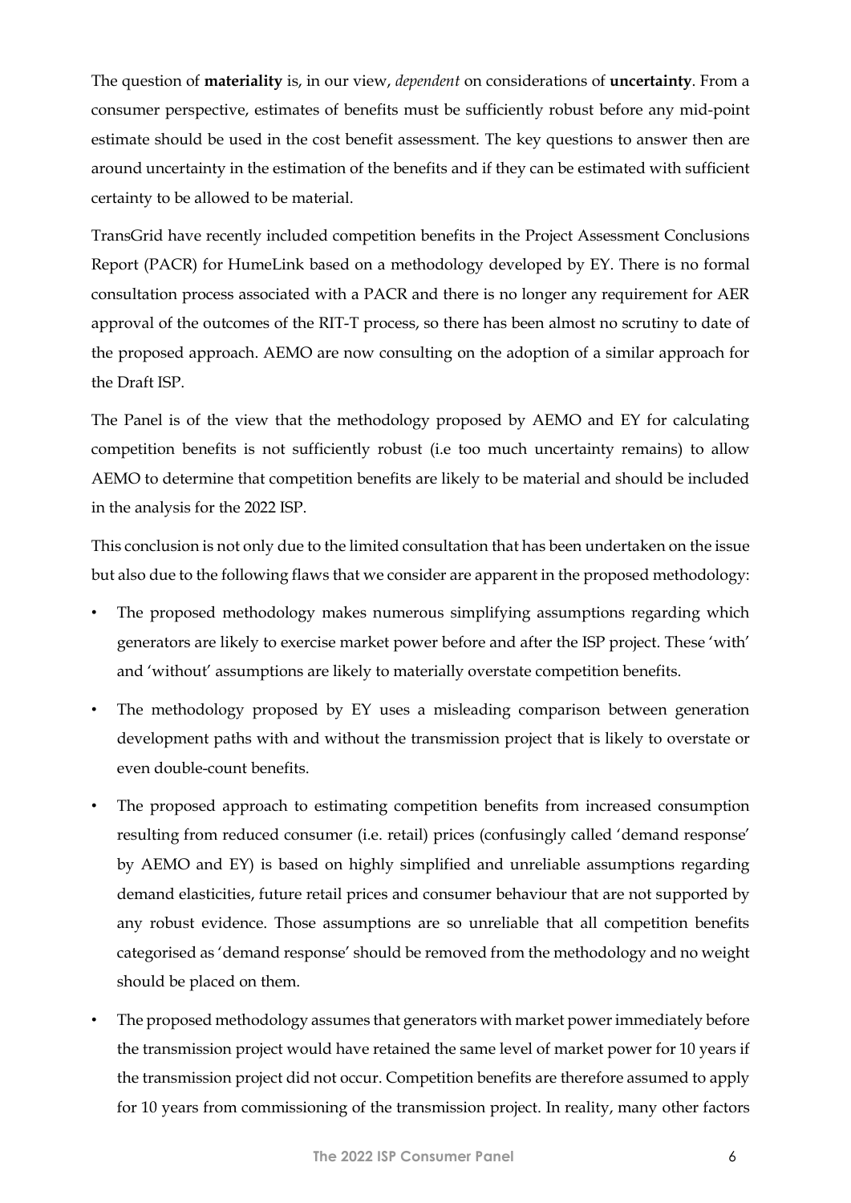The question of **materiality** is, in our view, *dependent* on considerations of **uncertainty**. From a consumer perspective, estimates of benefits must be sufficiently robust before any mid-point estimate should be used in the cost benefit assessment. The key questions to answer then are around uncertainty in the estimation of the benefits and if they can be estimated with sufficient certainty to be allowed to be material.

TransGrid have recently included competition benefits in the Project Assessment Conclusions Report (PACR) for HumeLink based on a methodology developed by EY. There is no formal consultation process associated with a PACR and there is no longer any requirement for AER approval of the outcomes of the RIT-T process, so there has been almost no scrutiny to date of the proposed approach. AEMO are now consulting on the adoption of a similar approach for the Draft ISP.

The Panel is of the view that the methodology proposed by AEMO and EY for calculating competition benefits is not sufficiently robust (i.e too much uncertainty remains) to allow AEMO to determine that competition benefits are likely to be material and should be included in the analysis for the 2022 ISP.

This conclusion is not only due to the limited consultation that has been undertaken on the issue but also due to the following flaws that we consider are apparent in the proposed methodology:

- The proposed methodology makes numerous simplifying assumptions regarding which generators are likely to exercise market power before and after the ISP project. These 'with' and 'without' assumptions are likely to materially overstate competition benefits.
- The methodology proposed by EY uses a misleading comparison between generation development paths with and without the transmission project that is likely to overstate or even double-count benefits.
- The proposed approach to estimating competition benefits from increased consumption resulting from reduced consumer (i.e. retail) prices (confusingly called 'demand response' by AEMO and EY) is based on highly simplified and unreliable assumptions regarding demand elasticities, future retail prices and consumer behaviour that are not supported by any robust evidence. Those assumptions are so unreliable that all competition benefits categorised as 'demand response' should be removed from the methodology and no weight should be placed on them.
- The proposed methodology assumes that generators with market power immediately before the transmission project would have retained the same level of market power for 10 years if the transmission project did not occur. Competition benefits are therefore assumed to apply for 10 years from commissioning of the transmission project. In reality, many other factors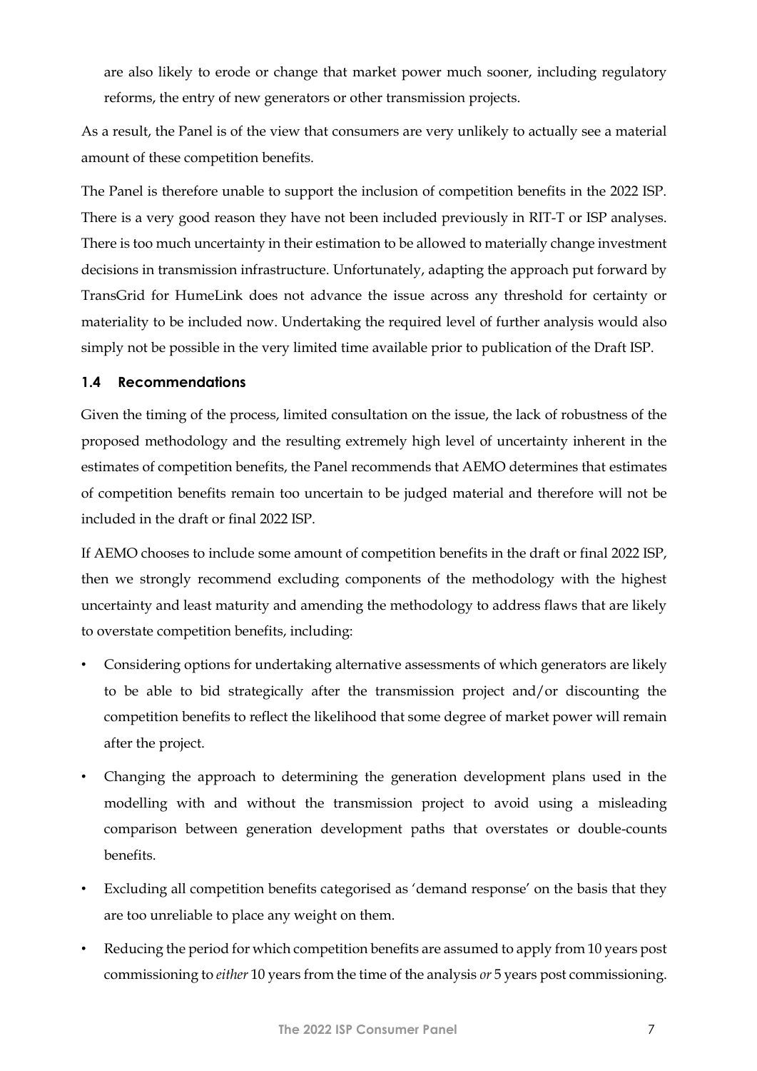are also likely to erode or change that market power much sooner, including regulatory reforms, the entry of new generators or other transmission projects.

As a result, the Panel is of the view that consumers are very unlikely to actually see a material amount of these competition benefits.

The Panel is therefore unable to support the inclusion of competition benefits in the 2022 ISP. There is a very good reason they have not been included previously in RIT-T or ISP analyses. There is too much uncertainty in their estimation to be allowed to materially change investment decisions in transmission infrastructure. Unfortunately, adapting the approach put forward by TransGrid for HumeLink does not advance the issue across any threshold for certainty or materiality to be included now. Undertaking the required level of further analysis would also simply not be possible in the very limited time available prior to publication of the Draft ISP.

### 1.4 Recommendations

Given the timing of the process, limited consultation on the issue, the lack of robustness of the proposed methodology and the resulting extremely high level of uncertainty inherent in the estimates of competition benefits, the Panel recommends that AEMO determines that estimates of competition benefits remain too uncertain to be judged material and therefore will not be included in the draft or final 2022 ISP.

If AEMO chooses to include some amount of competition benefits in the draft or final 2022 ISP, then we strongly recommend excluding components of the methodology with the highest uncertainty and least maturity and amending the methodology to address flaws that are likely to overstate competition benefits, including:

- Considering options for undertaking alternative assessments of which generators are likely to be able to bid strategically after the transmission project and/or discounting the competition benefits to reflect the likelihood that some degree of market power will remain after the project.
- Changing the approach to determining the generation development plans used in the modelling with and without the transmission project to avoid using a misleading comparison between generation development paths that overstates or double-counts benefits.
- Excluding all competition benefits categorised as 'demand response' on the basis that they are too unreliable to place any weight on them.
- Reducing the period for which competition benefits are assumed to apply from 10 years post commissioning to *either* 10 years from the time of the analysis *or* 5 years post commissioning.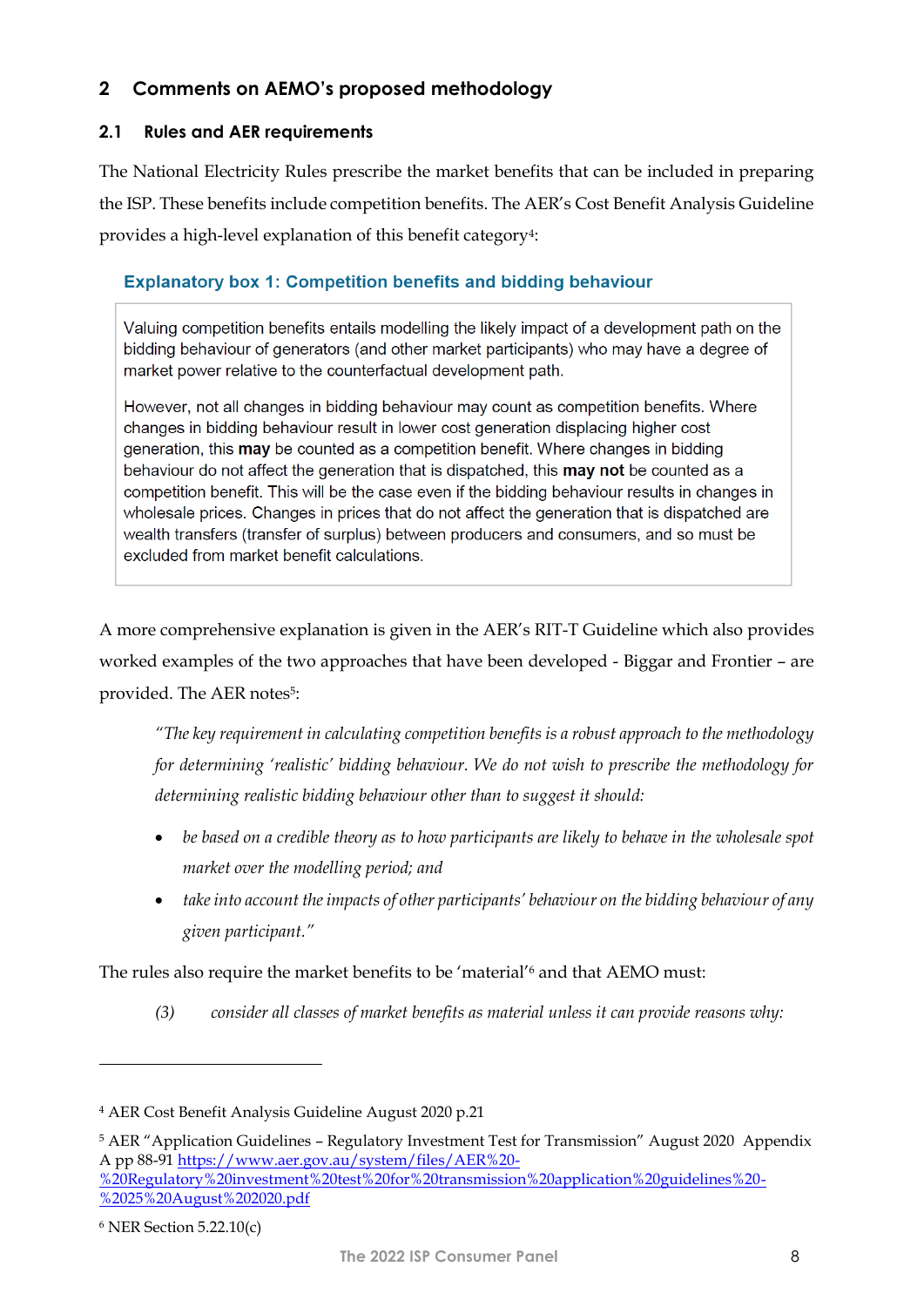## 2 Comments on AEMO's proposed methodology

### 2.1 Rules and AER requirements

The National Electricity Rules prescribe the market benefits that can be included in preparing the ISP. These benefits include competition benefits. The AER's Cost Benefit Analysis Guideline provides a high-level explanation of this benefit category[4]:

**Explanatory box 1: Competition benefits and bidding behaviour**

> Valuing competition benefits entails modelling the likely impact of a development path on the bidding behaviour of generators (and other market participants) who may have a degree of market power relative to the counterfactual development path.
>
> However, not all changes in bidding behaviour may count as competition benefits. Where changes in bidding behaviour result in lower cost generation displacing higher cost generation, this **may** be counted as a competition benefit. Where changes in bidding behaviour do not affect the generation that is dispatched, this **may not** be counted as a competition benefit. This will be the case even if the bidding behaviour results in changes in wholesale prices. Changes in prices that do not affect the generation that is dispatched are wealth transfers (transfer of surplus) between producers and consumers, and so must be excluded from market benefit calculations.

A more comprehensive explanation is given in the AER's RIT-T Guideline which also provides worked examples of the two approaches that have been developed - Biggar and Frontier – are provided. The AER notes[5]:

> *"The key requirement in calculating competition benefits is a robust approach to the methodology for determining 'realistic' bidding behaviour. We do not wish to prescribe the methodology for determining realistic bidding behaviour other than to suggest it should:*
>
> - *be based on a credible theory as to how participants are likely to behave in the wholesale spot market over the modelling period; and*
> - *take into account the impacts of other participants' behaviour on the bidding behaviour of any given participant."*

The rules also require the market benefits to be 'material'[6] and that AEMO must:

> *(3) consider all classes of market benefits as material unless it can provide reasons why:*

---

[4] AER Cost Benefit Analysis Guideline August 2020 p.21

[5] AER "Application Guidelines – Regulatory Investment Test for Transmission" August 2020 Appendix A pp 88-91 https://www.aer.gov.au/system/files/AER%20-%20Regulatory%20investment%20test%20for%20transmission%20application%20guidelines%20-%2025%20August%202020.pdf

[6] NER Section 5.22.10(c)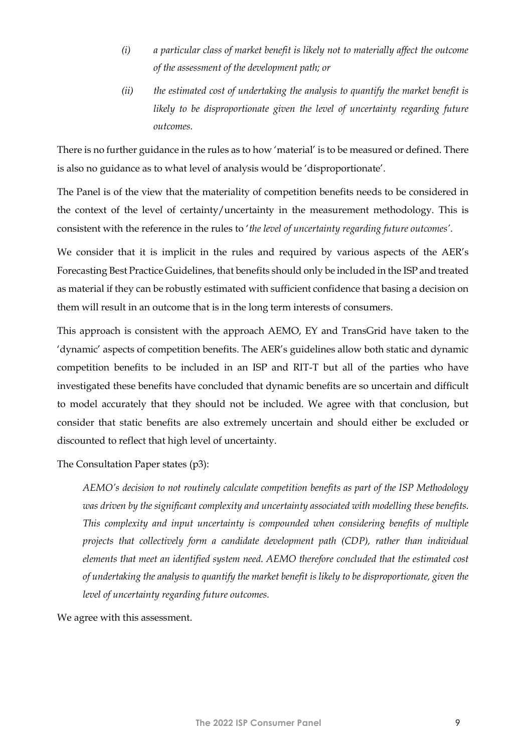*(i) a particular class of market benefit is likely not to materially affect the outcome of the assessment of the development path; or*

*(ii) the estimated cost of undertaking the analysis to quantify the market benefit is likely to be disproportionate given the level of uncertainty regarding future outcomes.*

There is no further guidance in the rules as to how 'material' is to be measured or defined. There is also no guidance as to what level of analysis would be 'disproportionate'.

The Panel is of the view that the materiality of competition benefits needs to be considered in the context of the level of certainty/uncertainty in the measurement methodology. This is consistent with the reference in the rules to '*the level of uncertainty regarding future outcomes*'.

We consider that it is implicit in the rules and required by various aspects of the AER's Forecasting Best Practice Guidelines, that benefits should only be included in the ISP and treated as material if they can be robustly estimated with sufficient confidence that basing a decision on them will result in an outcome that is in the long term interests of consumers.

This approach is consistent with the approach AEMO, EY and TransGrid have taken to the 'dynamic' aspects of competition benefits. The AER's guidelines allow both static and dynamic competition benefits to be included in an ISP and RIT-T but all of the parties who have investigated these benefits have concluded that dynamic benefits are so uncertain and difficult to model accurately that they should not be included. We agree with that conclusion, but consider that static benefits are also extremely uncertain and should either be excluded or discounted to reflect that high level of uncertainty.

The Consultation Paper states (p3):

> *AEMO's decision to not routinely calculate competition benefits as part of the ISP Methodology was driven by the significant complexity and uncertainty associated with modelling these benefits. This complexity and input uncertainty is compounded when considering benefits of multiple projects that collectively form a candidate development path (CDP), rather than individual elements that meet an identified system need. AEMO therefore concluded that the estimated cost of undertaking the analysis to quantify the market benefit is likely to be disproportionate, given the level of uncertainty regarding future outcomes.*

We agree with this assessment.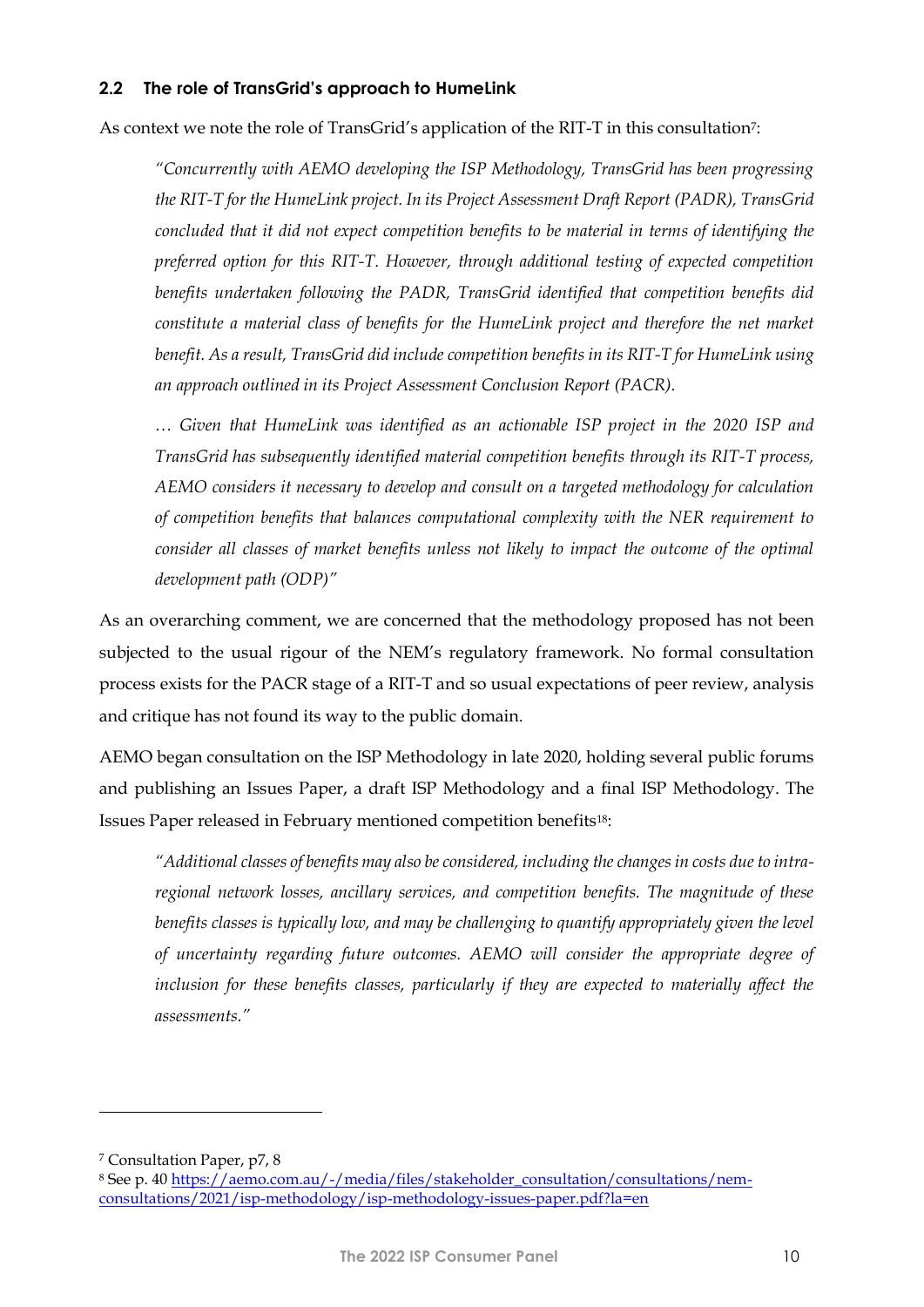### 2.2 The role of TransGrid's approach to HumeLink

As context we note the role of TransGrid's application of the RIT-T in this consultation[7]:

> *"Concurrently with AEMO developing the ISP Methodology, TransGrid has been progressing the RIT-T for the HumeLink project. In its Project Assessment Draft Report (PADR), TransGrid concluded that it did not expect competition benefits to be material in terms of identifying the preferred option for this RIT-T. However, through additional testing of expected competition benefits undertaken following the PADR, TransGrid identified that competition benefits did constitute a material class of benefits for the HumeLink project and therefore the net market benefit. As a result, TransGrid did include competition benefits in its RIT-T for HumeLink using an approach outlined in its Project Assessment Conclusion Report (PACR).*
>
> *… Given that HumeLink was identified as an actionable ISP project in the 2020 ISP and TransGrid has subsequently identified material competition benefits through its RIT-T process, AEMO considers it necessary to develop and consult on a targeted methodology for calculation of competition benefits that balances computational complexity with the NER requirement to consider all classes of market benefits unless not likely to impact the outcome of the optimal development path (ODP)"*

As an overarching comment, we are concerned that the methodology proposed has not been subjected to the usual rigour of the NEM's regulatory framework. No formal consultation process exists for the PACR stage of a RIT-T and so usual expectations of peer review, analysis and critique has not found its way to the public domain.

AEMO began consultation on the ISP Methodology in late 2020, holding several public forums and publishing an Issues Paper, a draft ISP Methodology and a final ISP Methodology. The Issues Paper released in February mentioned competition benefits[8]:

> *"Additional classes of benefits may also be considered, including the changes in costs due to intra-regional network losses, ancillary services, and competition benefits. The magnitude of these benefits classes is typically low, and may be challenging to quantify appropriately given the level of uncertainty regarding future outcomes. AEMO will consider the appropriate degree of inclusion for these benefits classes, particularly if they are expected to materially affect the assessments."*

---

[7] Consultation Paper, p7, 8

[8] See p. 40 https://aemo.com.au/-/media/files/stakeholder_consultation/consultations/nem-consultations/2021/isp-methodology/isp-methodology-issues-paper.pdf?la=en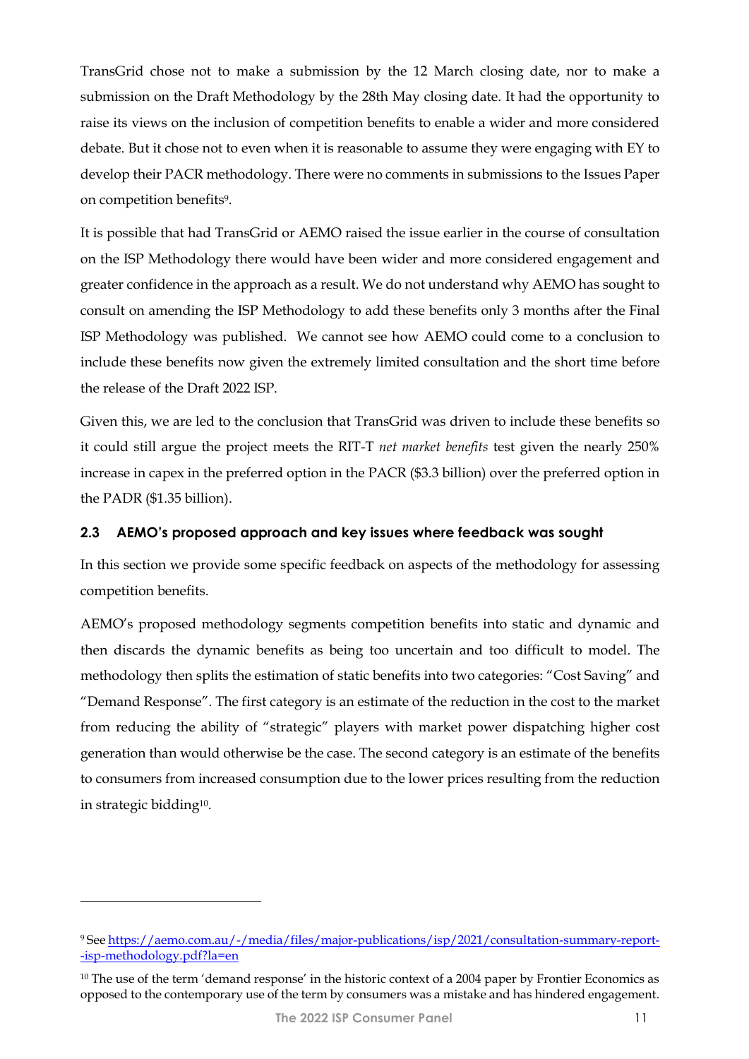TransGrid chose not to make a submission by the 12 March closing date, nor to make a submission on the Draft Methodology by the 28th May closing date. It had the opportunity to raise its views on the inclusion of competition benefits to enable a wider and more considered debate. But it chose not to even when it is reasonable to assume they were engaging with EY to develop their PACR methodology. There were no comments in submissions to the Issues Paper on competition benefits[9].

It is possible that had TransGrid or AEMO raised the issue earlier in the course of consultation on the ISP Methodology there would have been wider and more considered engagement and greater confidence in the approach as a result. We do not understand why AEMO has sought to consult on amending the ISP Methodology to add these benefits only 3 months after the Final ISP Methodology was published. We cannot see how AEMO could come to a conclusion to include these benefits now given the extremely limited consultation and the short time before the release of the Draft 2022 ISP.

Given this, we are led to the conclusion that TransGrid was driven to include these benefits so it could still argue the project meets the RIT-T *net market benefits* test given the nearly 250% increase in capex in the preferred option in the PACR ($3.3 billion) over the preferred option in the PADR ($1.35 billion).

### 2.3 AEMO's proposed approach and key issues where feedback was sought

In this section we provide some specific feedback on aspects of the methodology for assessing competition benefits.

AEMO's proposed methodology segments competition benefits into static and dynamic and then discards the dynamic benefits as being too uncertain and too difficult to model. The methodology then splits the estimation of static benefits into two categories: "Cost Saving" and "Demand Response". The first category is an estimate of the reduction in the cost to the market from reducing the ability of "strategic" players with market power dispatching higher cost generation than would otherwise be the case. The second category is an estimate of the benefits to consumers from increased consumption due to the lower prices resulting from the reduction in strategic bidding[10].

---

[9] See https://aemo.com.au/-/media/files/major-publications/isp/2021/consultation-summary-report--isp-methodology.pdf?la=en

[10] The use of the term 'demand response' in the historic context of a 2004 paper by Frontier Economics as opposed to the contemporary use of the term by consumers was a mistake and has hindered engagement.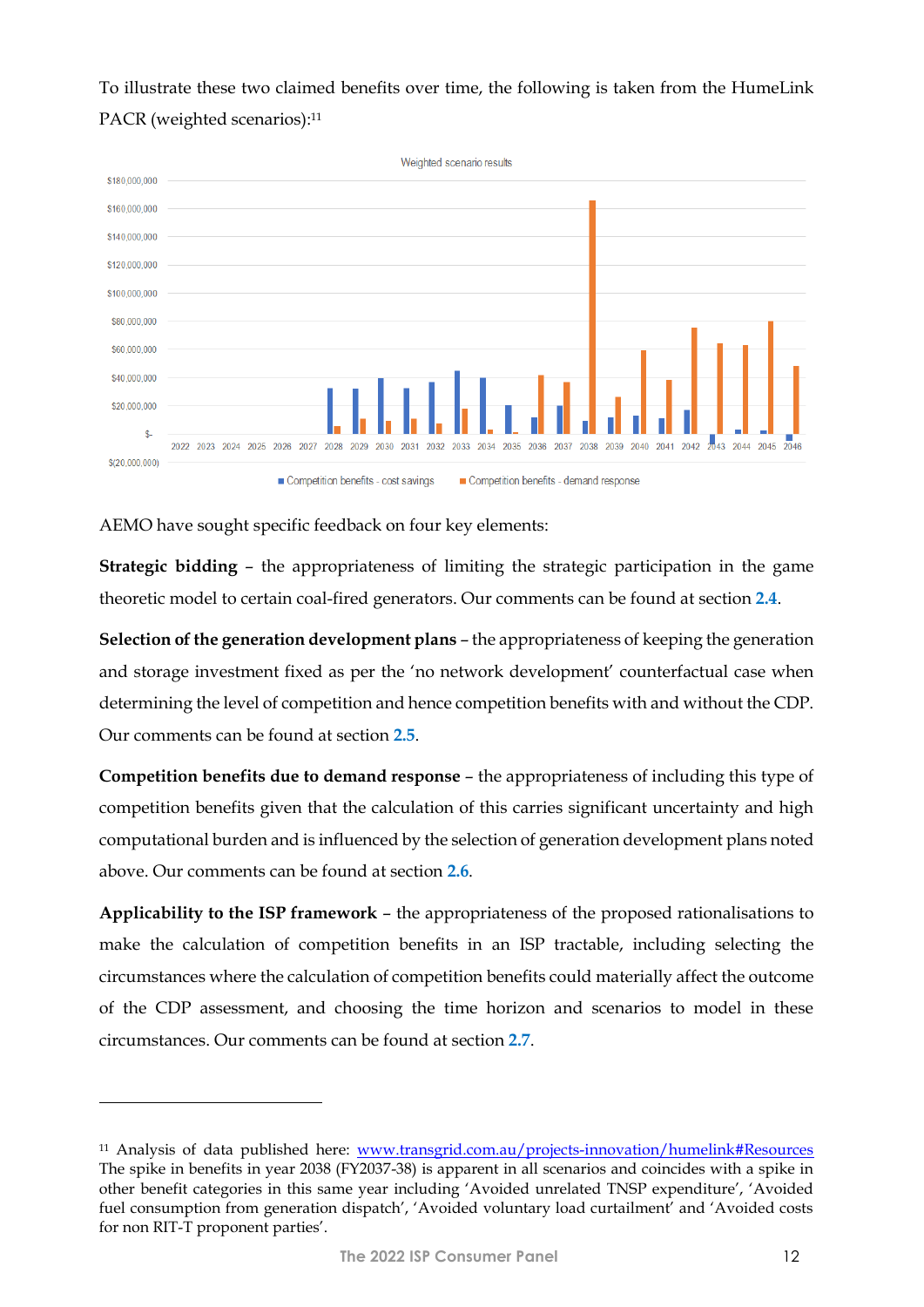To illustrate these two claimed benefits over time, the following is taken from the HumeLink PACR (weighted scenarios):[11]

AEMO have sought specific feedback on four key elements:

**Strategic bidding** – the appropriateness of limiting the strategic participation in the game theoretic model to certain coal-fired generators. Our comments can be found at section 2.4.

**Selection of the generation development plans** – the appropriateness of keeping the generation and storage investment fixed as per the 'no network development' counterfactual case when determining the level of competition and hence competition benefits with and without the CDP. Our comments can be found at section 2.5.

**Competition benefits due to demand response** – the appropriateness of including this type of competition benefits given that the calculation of this carries significant uncertainty and high computational burden and is influenced by the selection of generation development plans noted above. Our comments can be found at section 2.6.

**Applicability to the ISP framework** – the appropriateness of the proposed rationalisations to make the calculation of competition benefits in an ISP tractable, including selecting the circumstances where the calculation of competition benefits could materially affect the outcome of the CDP assessment, and choosing the time horizon and scenarios to model in these circumstances. Our comments can be found at section 2.7.

---

[11] Analysis of data published here: www.transgrid.com.au/projects-innovation/humelink#Resources The spike in benefits in year 2038 (FY2037-38) is apparent in all scenarios and coincides with a spike in other benefit categories in this same year including 'Avoided unrelated TNSP expenditure', 'Avoided fuel consumption from generation dispatch', 'Avoided voluntary load curtailment' and 'Avoided costs for non RIT-T proponent parties'.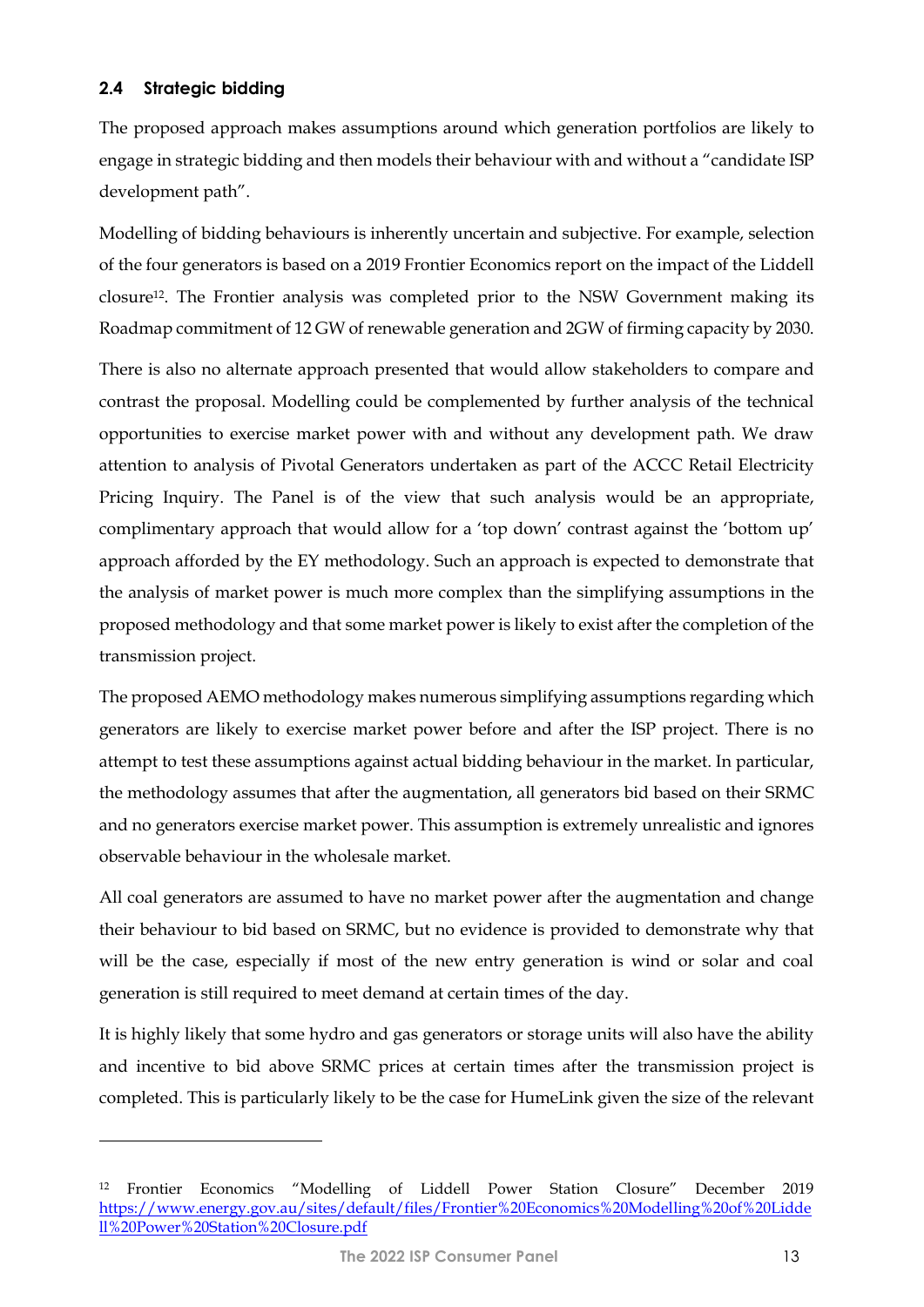### 2.4 Strategic bidding

The proposed approach makes assumptions around which generation portfolios are likely to engage in strategic bidding and then models their behaviour with and without a "candidate ISP development path".

Modelling of bidding behaviours is inherently uncertain and subjective. For example, selection of the four generators is based on a 2019 Frontier Economics report on the impact of the Liddell closure[12]. The Frontier analysis was completed prior to the NSW Government making its Roadmap commitment of 12 GW of renewable generation and 2GW of firming capacity by 2030.

There is also no alternate approach presented that would allow stakeholders to compare and contrast the proposal. Modelling could be complemented by further analysis of the technical opportunities to exercise market power with and without any development path. We draw attention to analysis of Pivotal Generators undertaken as part of the ACCC Retail Electricity Pricing Inquiry. The Panel is of the view that such analysis would be an appropriate, complimentary approach that would allow for a 'top down' contrast against the 'bottom up' approach afforded by the EY methodology. Such an approach is expected to demonstrate that the analysis of market power is much more complex than the simplifying assumptions in the proposed methodology and that some market power is likely to exist after the completion of the transmission project.

The proposed AEMO methodology makes numerous simplifying assumptions regarding which generators are likely to exercise market power before and after the ISP project. There is no attempt to test these assumptions against actual bidding behaviour in the market. In particular, the methodology assumes that after the augmentation, all generators bid based on their SRMC and no generators exercise market power. This assumption is extremely unrealistic and ignores observable behaviour in the wholesale market.

All coal generators are assumed to have no market power after the augmentation and change their behaviour to bid based on SRMC, but no evidence is provided to demonstrate why that will be the case, especially if most of the new entry generation is wind or solar and coal generation is still required to meet demand at certain times of the day.

It is highly likely that some hydro and gas generators or storage units will also have the ability and incentive to bid above SRMC prices at certain times after the transmission project is completed. This is particularly likely to be the case for HumeLink given the size of the relevant

[12] Frontier Economics "Modelling of Liddell Power Station Closure" December 2019 https://www.energy.gov.au/sites/default/files/Frontier%20Economics%20Modelling%20of%20Liddell%20Power%20Station%20Closure.pdf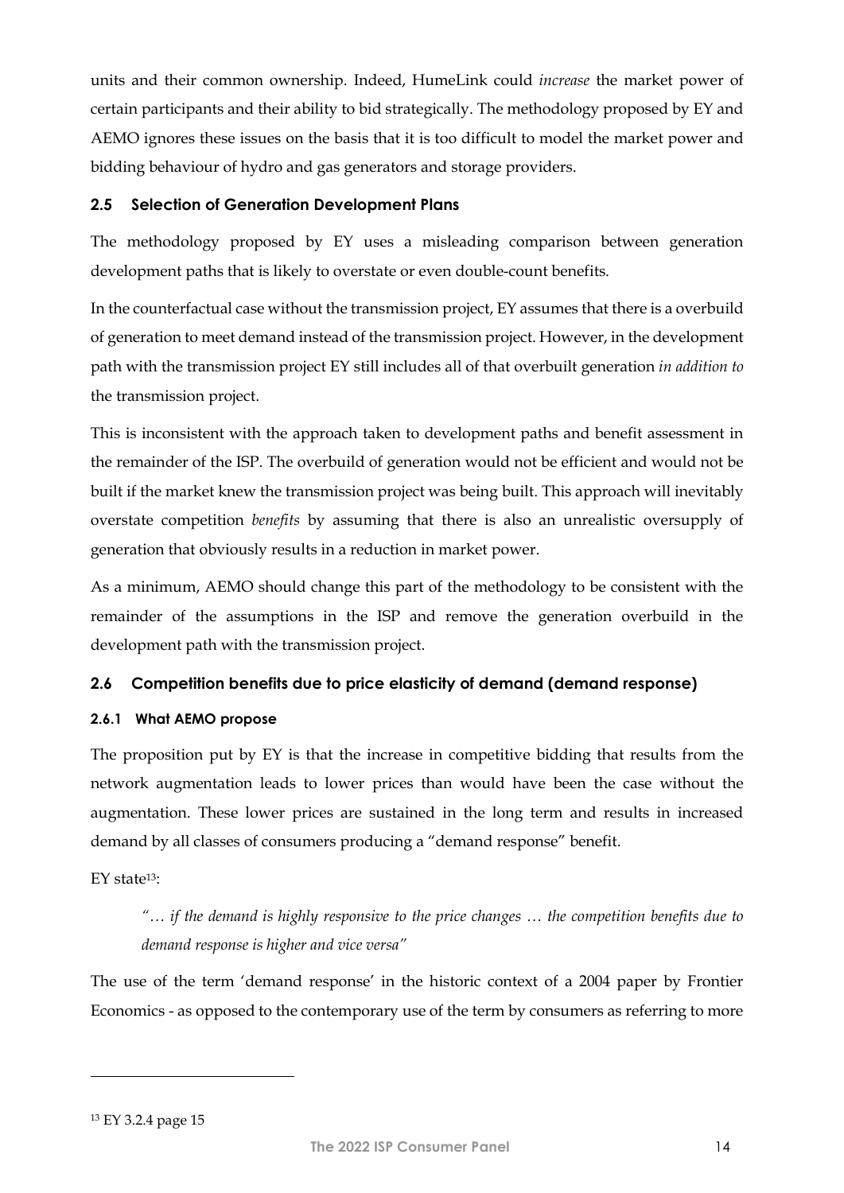units and their common ownership. Indeed, HumeLink could *increase* the market power of certain participants and their ability to bid strategically. The methodology proposed by EY and AEMO ignores these issues on the basis that it is too difficult to model the market power and bidding behaviour of hydro and gas generators and storage providers.

### 2.5 Selection of Generation Development Plans

The methodology proposed by EY uses a misleading comparison between generation development paths that is likely to overstate or even double-count benefits.

In the counterfactual case without the transmission project, EY assumes that there is a overbuild of generation to meet demand instead of the transmission project. However, in the development path with the transmission project EY still includes all of that overbuilt generation *in addition to* the transmission project.

This is inconsistent with the approach taken to development paths and benefit assessment in the remainder of the ISP. The overbuild of generation would not be efficient and would not be built if the market knew the transmission project was being built. This approach will inevitably overstate competition *benefits* by assuming that there is also an unrealistic oversupply of generation that obviously results in a reduction in market power.

As a minimum, AEMO should change this part of the methodology to be consistent with the remainder of the assumptions in the ISP and remove the generation overbuild in the development path with the transmission project.

### 2.6 Competition benefits due to price elasticity of demand (demand response)

#### 2.6.1 What AEMO propose

The proposition put by EY is that the increase in competitive bidding that results from the network augmentation leads to lower prices than would have been the case without the augmentation. These lower prices are sustained in the long term and results in increased demand by all classes of consumers producing a "demand response" benefit.

EY state[13]:

> *"… if the demand is highly responsive to the price changes … the competition benefits due to demand response is higher and vice versa"*

The use of the term 'demand response' in the historic context of a 2004 paper by Frontier Economics - as opposed to the contemporary use of the term by consumers as referring to more

---

[13] EY 3.2.4 page 15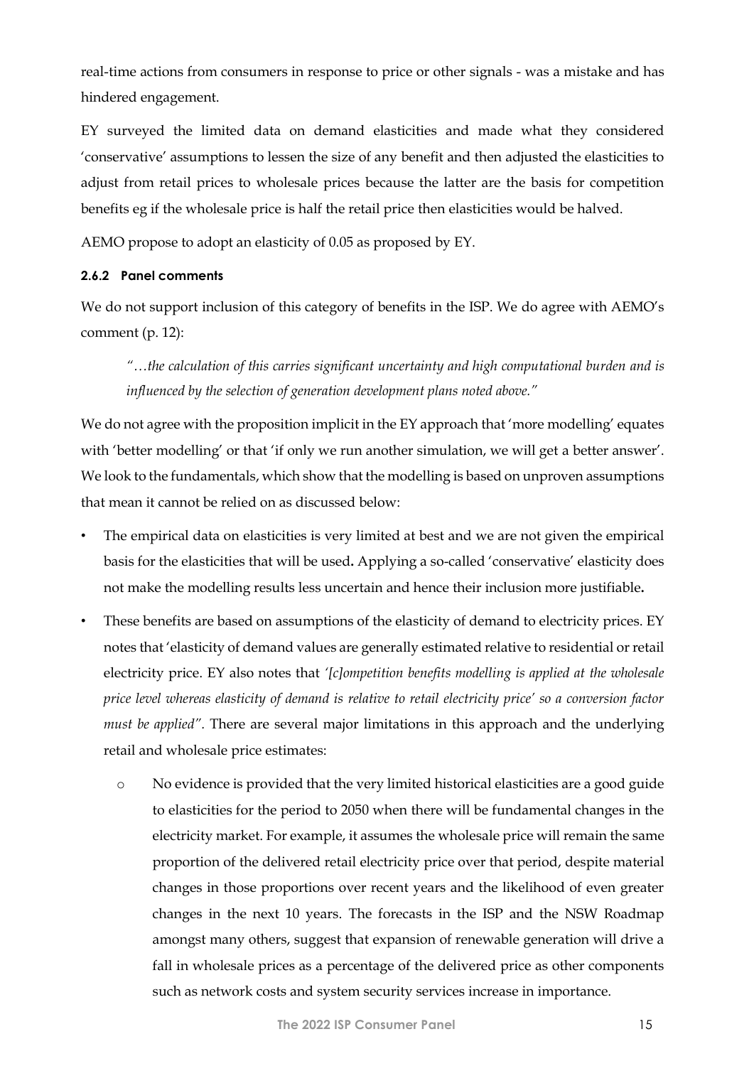real-time actions from consumers in response to price or other signals - was a mistake and has hindered engagement.

EY surveyed the limited data on demand elasticities and made what they considered 'conservative' assumptions to lessen the size of any benefit and then adjusted the elasticities to adjust from retail prices to wholesale prices because the latter are the basis for competition benefits eg if the wholesale price is half the retail price then elasticities would be halved.

AEMO propose to adopt an elasticity of 0.05 as proposed by EY.

#### 2.6.2 Panel comments

We do not support inclusion of this category of benefits in the ISP. We do agree with AEMO's comment (p. 12):

> *"…the calculation of this carries significant uncertainty and high computational burden and is influenced by the selection of generation development plans noted above."*

We do not agree with the proposition implicit in the EY approach that 'more modelling' equates with 'better modelling' or that 'if only we run another simulation, we will get a better answer'. We look to the fundamentals, which show that the modelling is based on unproven assumptions that mean it cannot be relied on as discussed below:

- The empirical data on elasticities is very limited at best and we are not given the empirical basis for the elasticities that will be used**.** Applying a so-called 'conservative' elasticity does not make the modelling results less uncertain and hence their inclusion more justifiable**.**
- These benefits are based on assumptions of the elasticity of demand to electricity prices. EY notes that 'elasticity of demand values are generally estimated relative to residential or retail electricity price. EY also notes that *'[c]ompetition benefits modelling is applied at the wholesale price level whereas elasticity of demand is relative to retail electricity price' so a conversion factor must be applied"*. There are several major limitations in this approach and the underlying retail and wholesale price estimates:
  - No evidence is provided that the very limited historical elasticities are a good guide to elasticities for the period to 2050 when there will be fundamental changes in the electricity market. For example, it assumes the wholesale price will remain the same proportion of the delivered retail electricity price over that period, despite material changes in those proportions over recent years and the likelihood of even greater changes in the next 10 years. The forecasts in the ISP and the NSW Roadmap amongst many others, suggest that expansion of renewable generation will drive a fall in wholesale prices as a percentage of the delivered price as other components such as network costs and system security services increase in importance.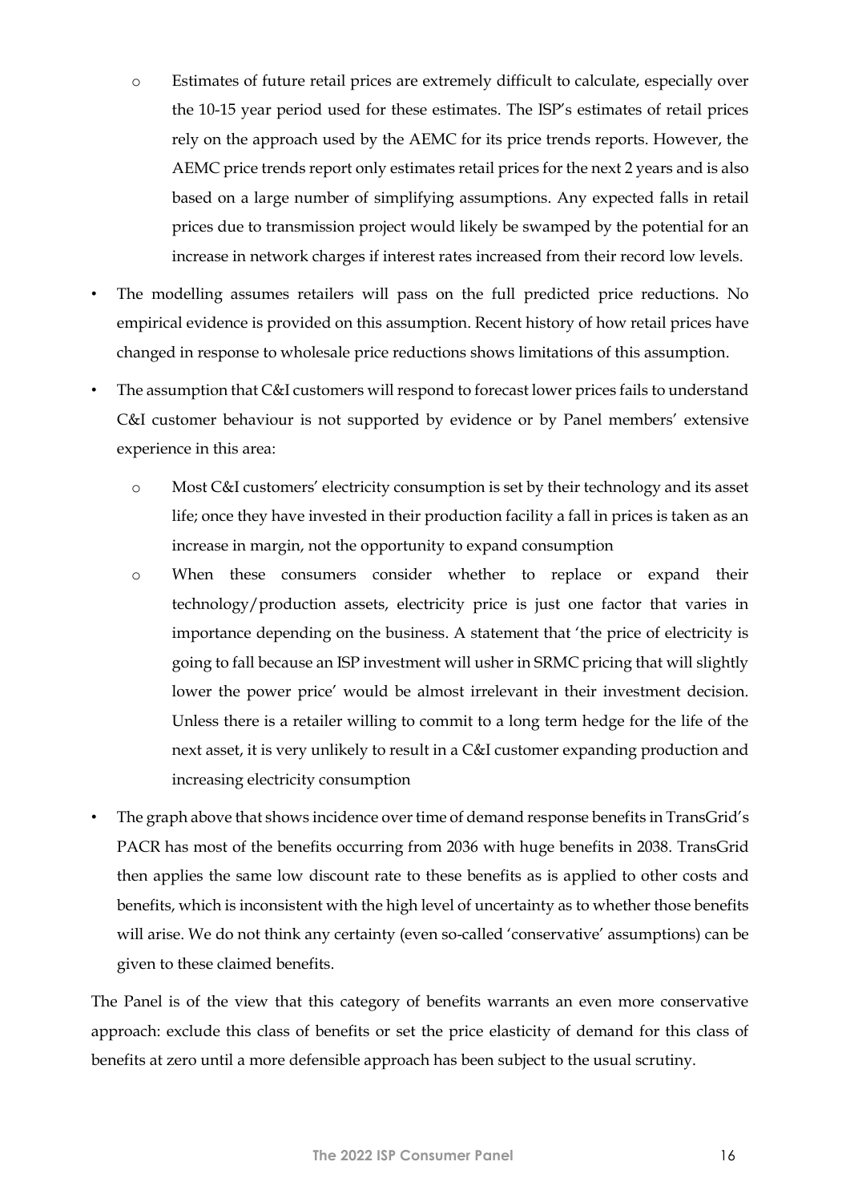- Estimates of future retail prices are extremely difficult to calculate, especially over the 10-15 year period used for these estimates. The ISP's estimates of retail prices rely on the approach used by the AEMC for its price trends reports. However, the AEMC price trends report only estimates retail prices for the next 2 years and is also based on a large number of simplifying assumptions. Any expected falls in retail prices due to transmission project would likely be swamped by the potential for an increase in network charges if interest rates increased from their record low levels.

- The modelling assumes retailers will pass on the full predicted price reductions. No empirical evidence is provided on this assumption. Recent history of how retail prices have changed in response to wholesale price reductions shows limitations of this assumption.
- The assumption that C&I customers will respond to forecast lower prices fails to understand C&I customer behaviour is not supported by evidence or by Panel members' extensive experience in this area:
  - Most C&I customers' electricity consumption is set by their technology and its asset life; once they have invested in their production facility a fall in prices is taken as an increase in margin, not the opportunity to expand consumption
  - When these consumers consider whether to replace or expand their technology/production assets, electricity price is just one factor that varies in importance depending on the business. A statement that 'the price of electricity is going to fall because an ISP investment will usher in SRMC pricing that will slightly lower the power price' would be almost irrelevant in their investment decision. Unless there is a retailer willing to commit to a long term hedge for the life of the next asset, it is very unlikely to result in a C&I customer expanding production and increasing electricity consumption
- The graph above that shows incidence over time of demand response benefits in TransGrid's PACR has most of the benefits occurring from 2036 with huge benefits in 2038. TransGrid then applies the same low discount rate to these benefits as is applied to other costs and benefits, which is inconsistent with the high level of uncertainty as to whether those benefits will arise. We do not think any certainty (even so-called 'conservative' assumptions) can be given to these claimed benefits.

The Panel is of the view that this category of benefits warrants an even more conservative approach: exclude this class of benefits or set the price elasticity of demand for this class of benefits at zero until a more defensible approach has been subject to the usual scrutiny.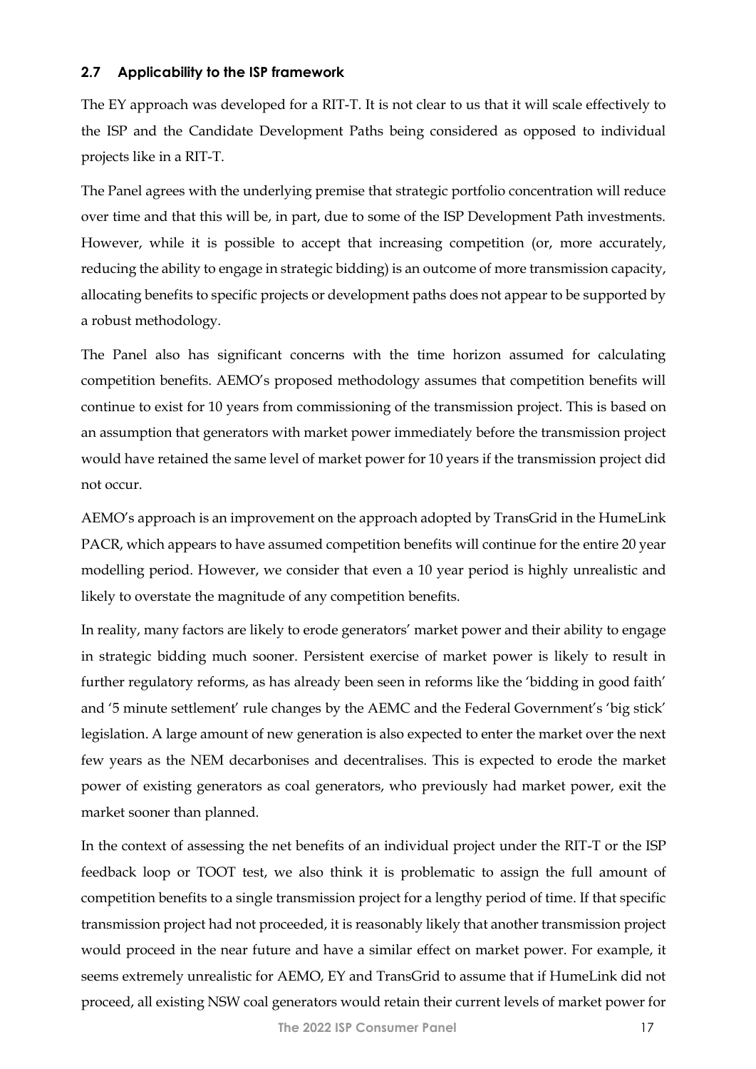### 2.7 Applicability to the ISP framework

The EY approach was developed for a RIT-T. It is not clear to us that it will scale effectively to the ISP and the Candidate Development Paths being considered as opposed to individual projects like in a RIT-T.

The Panel agrees with the underlying premise that strategic portfolio concentration will reduce over time and that this will be, in part, due to some of the ISP Development Path investments. However, while it is possible to accept that increasing competition (or, more accurately, reducing the ability to engage in strategic bidding) is an outcome of more transmission capacity, allocating benefits to specific projects or development paths does not appear to be supported by a robust methodology.

The Panel also has significant concerns with the time horizon assumed for calculating competition benefits. AEMO's proposed methodology assumes that competition benefits will continue to exist for 10 years from commissioning of the transmission project. This is based on an assumption that generators with market power immediately before the transmission project would have retained the same level of market power for 10 years if the transmission project did not occur.

AEMO's approach is an improvement on the approach adopted by TransGrid in the HumeLink PACR, which appears to have assumed competition benefits will continue for the entire 20 year modelling period. However, we consider that even a 10 year period is highly unrealistic and likely to overstate the magnitude of any competition benefits.

In reality, many factors are likely to erode generators' market power and their ability to engage in strategic bidding much sooner. Persistent exercise of market power is likely to result in further regulatory reforms, as has already been seen in reforms like the 'bidding in good faith' and '5 minute settlement' rule changes by the AEMC and the Federal Government's 'big stick' legislation. A large amount of new generation is also expected to enter the market over the next few years as the NEM decarbonises and decentralises. This is expected to erode the market power of existing generators as coal generators, who previously had market power, exit the market sooner than planned.

In the context of assessing the net benefits of an individual project under the RIT-T or the ISP feedback loop or TOOT test, we also think it is problematic to assign the full amount of competition benefits to a single transmission project for a lengthy period of time. If that specific transmission project had not proceeded, it is reasonably likely that another transmission project would proceed in the near future and have a similar effect on market power. For example, it seems extremely unrealistic for AEMO, EY and TransGrid to assume that if HumeLink did not proceed, all existing NSW coal generators would retain their current levels of market power for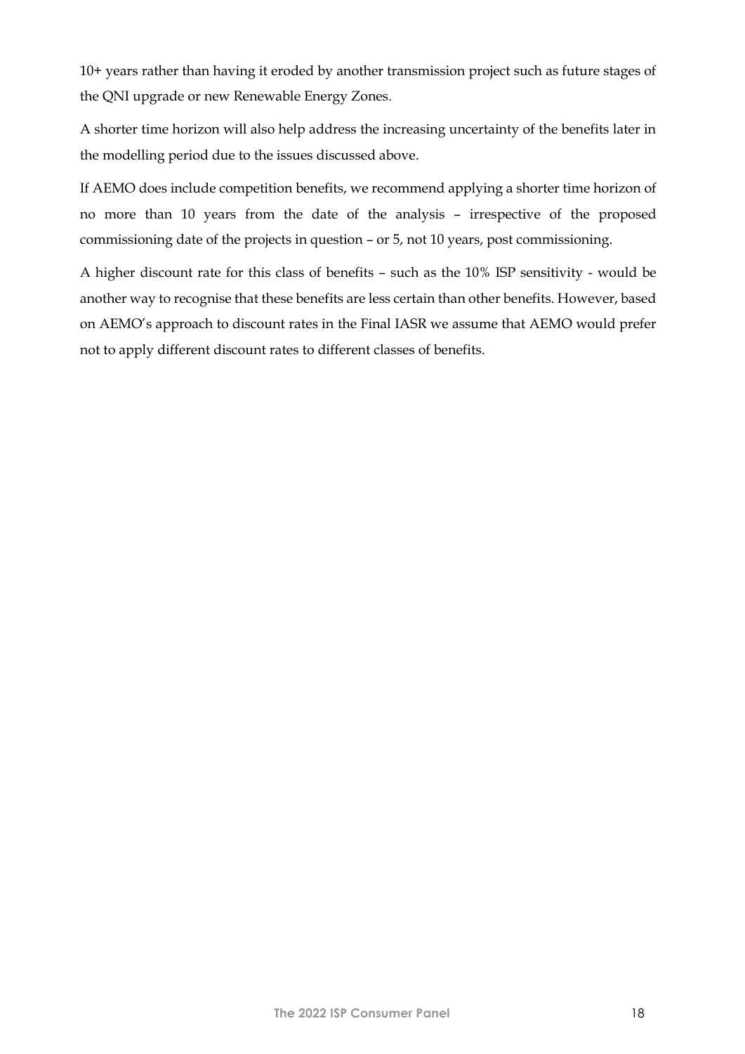10+ years rather than having it eroded by another transmission project such as future stages of the QNI upgrade or new Renewable Energy Zones.

A shorter time horizon will also help address the increasing uncertainty of the benefits later in the modelling period due to the issues discussed above.

If AEMO does include competition benefits, we recommend applying a shorter time horizon of no more than 10 years from the date of the analysis – irrespective of the proposed commissioning date of the projects in question – or 5, not 10 years, post commissioning.

A higher discount rate for this class of benefits – such as the 10% ISP sensitivity - would be another way to recognise that these benefits are less certain than other benefits. However, based on AEMO's approach to discount rates in the Final IASR we assume that AEMO would prefer not to apply different discount rates to different classes of benefits.